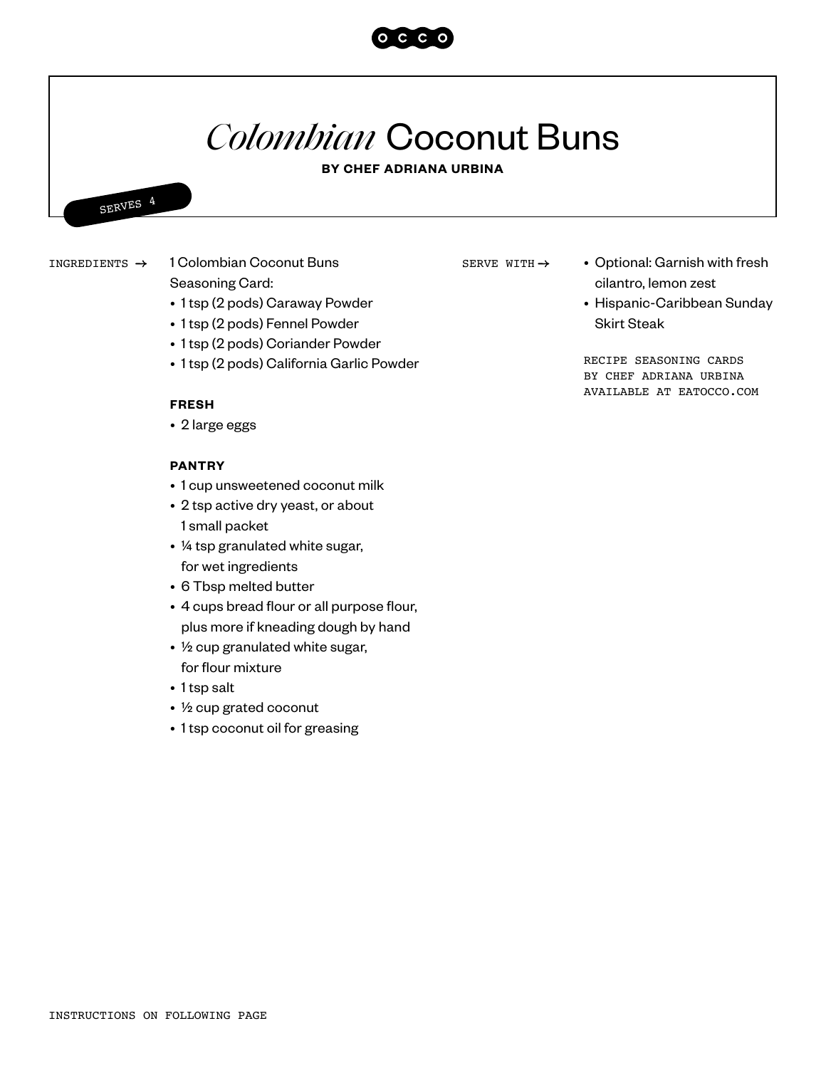# *Colombian* Coconut Buns

**BY CHEF ADRIANA URBINA**

SERVES 4

INGREDIENTS →

1 Colombian Coconut Buns Seasoning Card:

- 1 tsp (2 pods) Caraway Powder
- 1 tsp (2 pods) Fennel Powder
- 1 tsp (2 pods) Coriander Powder
- 1 tsp (2 pods) California Garlic Powder

**FRESH**

- 2 large eggs

**PANTRY**

- 1 cup unsweetened coconut milk
- 2 tsp active dry yeast, or about 1 small packet
- ¼ tsp granulated white sugar, for wet ingredients
- 6 Tbsp melted butter
- 4 cups bread flour or all purpose flour, plus more if kneading dough by hand
- ½ cup granulated white sugar, for flour mixture
- 1 tsp salt
- ½ cup grated coconut
- 1 tsp coconut oil for greasing

SERVE WITH →

- Optional: Garnish with fresh cilantro, lemon zest
- Hispanic-Caribbean Sunday Skirt Steak

RECIPE SEASONING CARDS BY CHEF ADRIANA URBINA AVAILABLE AT EATOCCO.COM

INSTRUCTIONS ON FOLLOWING PAGE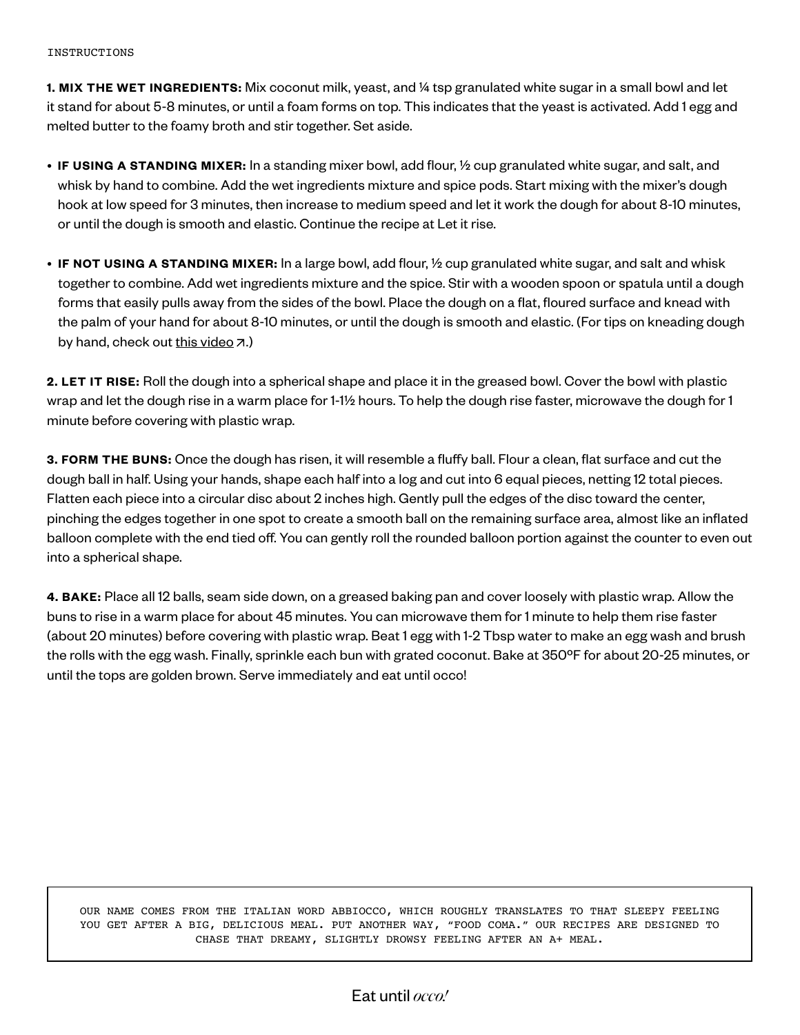INSTRUCTIONS

**1. MIX THE WET INGREDIENTS:** Mix coconut milk, yeast, and ¼ tsp granulated white sugar in a small bowl and let it stand for about 5-8 minutes, or until a foam forms on top. This indicates that the yeast is activated. Add 1 egg and melted butter to the foamy broth and stir together. Set aside.

- **IF USING A STANDING MIXER:** In a standing mixer bowl, add flour, ½ cup granulated white sugar, and salt, and whisk by hand to combine. Add the wet ingredients mixture and spice pods. Start mixing with the mixer's dough hook at low speed for 3 minutes, then increase to medium speed and let it work the dough for about 8-10 minutes, or until the dough is smooth and elastic. Continue the recipe at Let it rise.
- **IF NOT USING A STANDING MIXER:** In a large bowl, add flour, ½ cup granulated white sugar, and salt and whisk together to combine. Add wet ingredients mixture and the spice. Stir with a wooden spoon or spatula until a dough forms that easily pulls away from the sides of the bowl. Place the dough on a flat, floured surface and knead with the palm of your hand for about 8-10 minutes, or until the dough is smooth and elastic. (For tips on kneading dough by hand, check out this video ↗.)

**2. LET IT RISE:** Roll the dough into a spherical shape and place it in the greased bowl. Cover the bowl with plastic wrap and let the dough rise in a warm place for 1-1½ hours. To help the dough rise faster, microwave the dough for 1 minute before covering with plastic wrap.

**3. FORM THE BUNS:** Once the dough has risen, it will resemble a fluffy ball. Flour a clean, flat surface and cut the dough ball in half. Using your hands, shape each half into a log and cut into 6 equal pieces, netting 12 total pieces. Flatten each piece into a circular disc about 2 inches high. Gently pull the edges of the disc toward the center, pinching the edges together in one spot to create a smooth ball on the remaining surface area, almost like an inflated balloon complete with the end tied off. You can gently roll the rounded balloon portion against the counter to even out into a spherical shape.

**4. BAKE:** Place all 12 balls, seam side down, on a greased baking pan and cover loosely with plastic wrap. Allow the buns to rise in a warm place for about 45 minutes. You can microwave them for 1 minute to help them rise faster (about 20 minutes) before covering with plastic wrap. Beat 1 egg with 1-2 Tbsp water to make an egg wash and brush the rolls with the egg wash. Finally, sprinkle each bun with grated coconut. Bake at 350ºF for about 20-25 minutes, or until the tops are golden brown. Serve immediately and eat until occo!

OUR NAME COMES FROM THE ITALIAN WORD ABBIOCCO, WHICH ROUGHLY TRANSLATES TO THAT SLEEPY FEELING YOU GET AFTER A BIG, DELICIOUS MEAL. PUT ANOTHER WAY, "FOOD COMA." OUR RECIPES ARE DESIGNED TO CHASE THAT DREAMY, SLIGHTLY DROWSY FEELING AFTER AN A+ MEAL.

Eat until *occo!*